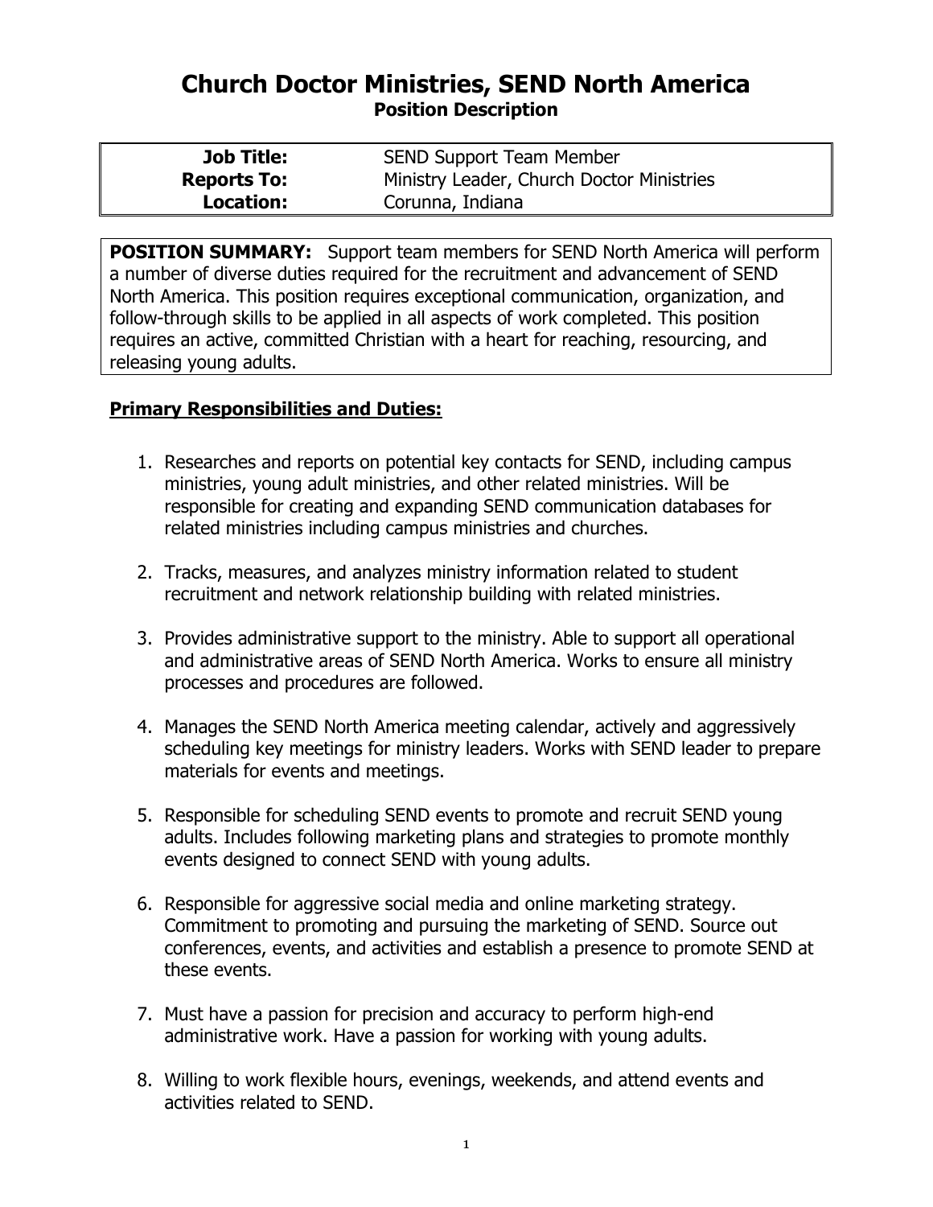# Church Doctor Ministries, SEND North America

## Position Description

| | |
|---|---|
| **Job Title:** | SEND Support Team Member |
| **Reports To:** | Ministry Leader, Church Doctor Ministries |
| **Location:** | Corunna, Indiana |

**POSITION SUMMARY:** Support team members for SEND North America will perform a number of diverse duties required for the recruitment and advancement of SEND North America. This position requires exceptional communication, organization, and follow-through skills to be applied in all aspects of work completed. This position requires an active, committed Christian with a heart for reaching, resourcing, and releasing young adults.

**Primary Responsibilities and Duties:**

1. Researches and reports on potential key contacts for SEND, including campus ministries, young adult ministries, and other related ministries. Will be responsible for creating and expanding SEND communication databases for related ministries including campus ministries and churches.

2. Tracks, measures, and analyzes ministry information related to student recruitment and network relationship building with related ministries.

3. Provides administrative support to the ministry. Able to support all operational and administrative areas of SEND North America. Works to ensure all ministry processes and procedures are followed.

4. Manages the SEND North America meeting calendar, actively and aggressively scheduling key meetings for ministry leaders. Works with SEND leader to prepare materials for events and meetings.

5. Responsible for scheduling SEND events to promote and recruit SEND young adults. Includes following marketing plans and strategies to promote monthly events designed to connect SEND with young adults.

6. Responsible for aggressive social media and online marketing strategy. Commitment to promoting and pursuing the marketing of SEND. Source out conferences, events, and activities and establish a presence to promote SEND at these events.

7. Must have a passion for precision and accuracy to perform high-end administrative work. Have a passion for working with young adults.

8. Willing to work flexible hours, evenings, weekends, and attend events and activities related to SEND.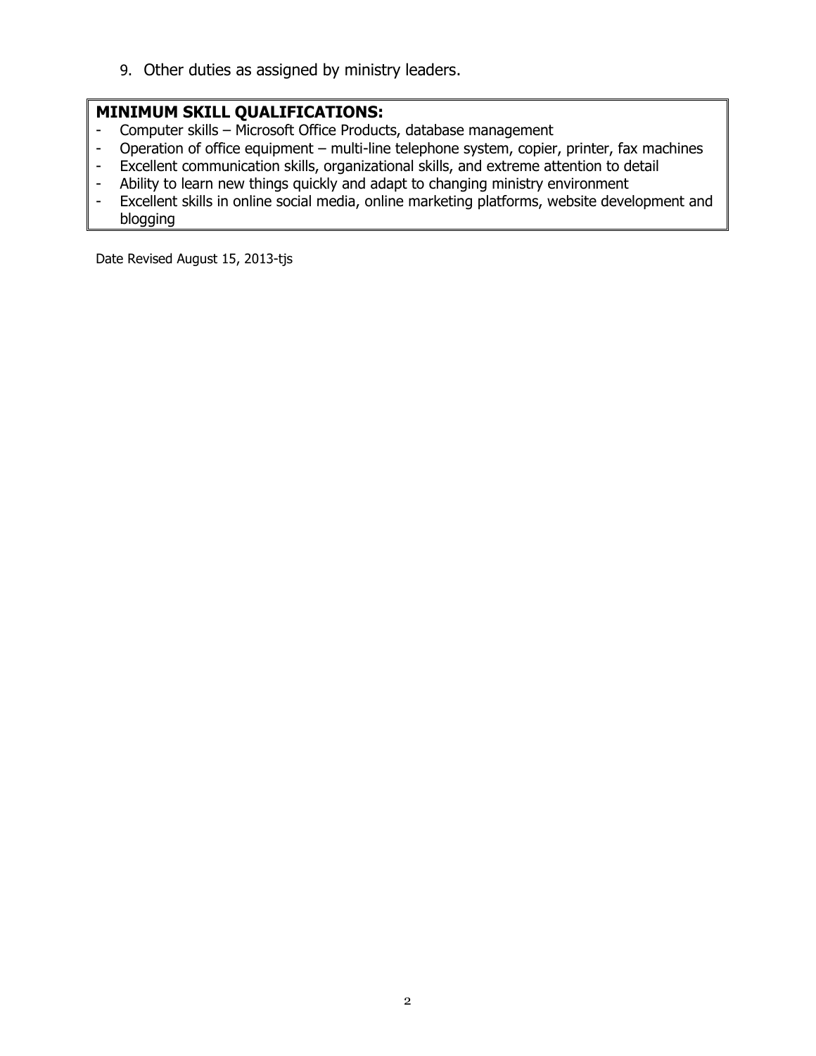9. Other duties as assigned by ministry leaders.

## MINIMUM SKILL QUALIFICATIONS:

- Computer skills – Microsoft Office Products, database management
- Operation of office equipment – multi-line telephone system, copier, printer, fax machines
- Excellent communication skills, organizational skills, and extreme attention to detail
- Ability to learn new things quickly and adapt to changing ministry environment
- Excellent skills in online social media, online marketing platforms, website development and blogging

Date Revised August 15, 2013-tjs